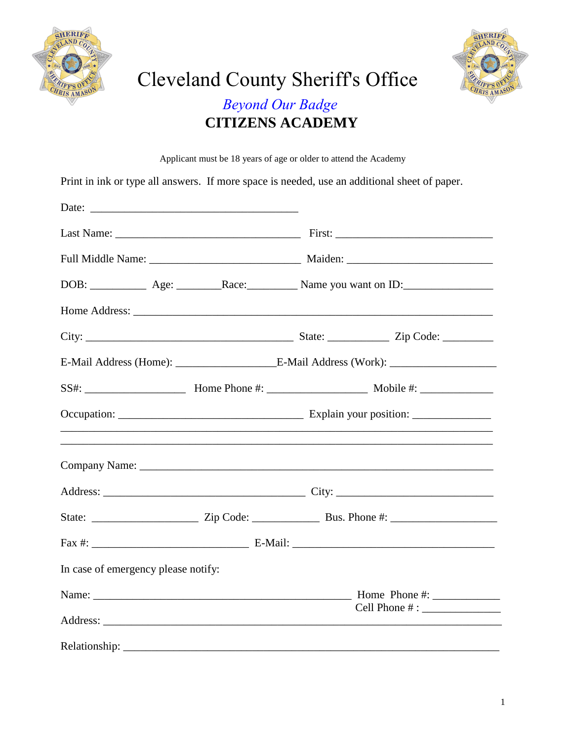# Cleveland County Sheriff's Office

*Beyond Our Badge*

## CITIZENS ACADEMY

Applicant must be 18 years of age or older to attend the Academy

Print in ink or type all answers. If more space is needed, use an additional sheet of paper.

Date: ______________________________________

Last Name: _________________________________ First: _____________________________

Full Middle Name: ____________________________ Maiden: ___________________________

DOB: __________ Age: ________Race:_________ Name you want on ID:________________

Home Address: ___________________________________________________________________

City: ______________________________________ State: ___________ Zip Code: _________

E-Mail Address (Home): _________________E-Mail Address (Work): ___________________

SS#: __________________ Home Phone #: _________________ Mobile #: _____________

Occupation: _________________________________ Explain your position: ______________
_____________________________________________________________________________
_____________________________________________________________________________

Company Name: ____________________________________________________________

Address: _____________________________________ City: _____________________________

State: ___________________ Zip Code: ___________ Bus. Phone #: ___________________

Fax #: ____________________________ E-Mail: _____________________________________

In case of emergency please notify:

Name: _______________________________________________ Home Phone #: ____________
Cell Phone # : ______________

Address: ________________________________________________________________________

Relationship: ____________________________________________________________________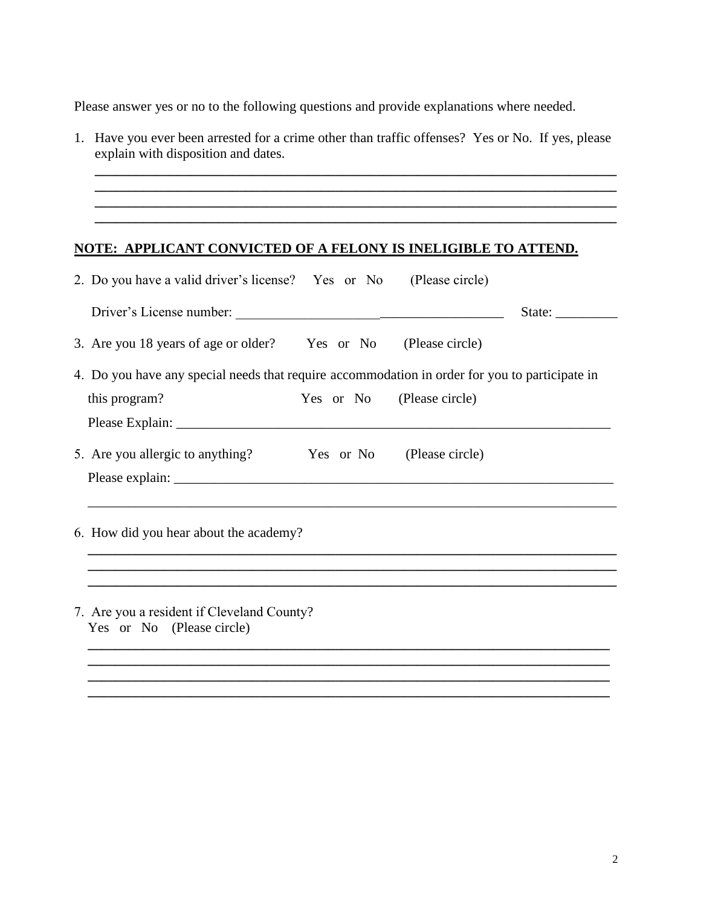Please answer yes or no to the following questions and provide explanations where needed.

1. Have you ever been arrested for a crime other than traffic offenses? Yes or No. If yes, please explain with disposition and dates.

   ______________________________________________________________________________
   ______________________________________________________________________________
   ______________________________________________________________________________
   ______________________________________________________________________________

**NOTE: APPLICANT CONVICTED OF A FELONY IS INELIGIBLE TO ATTEND.**

2. Do you have a valid driver's license? Yes or No (Please circle)

   Driver's License number: _______________________________________ State: _________

3. Are you 18 years of age or older? Yes or No (Please circle)

4. Do you have any special needs that require accommodation in order for you to participate in this program? Yes or No (Please circle)

   Please Explain: _____________________________________________________________

5. Are you allergic to anything? Yes or No (Please circle)

   Please explain: _____________________________________________________________

   ______________________________________________________________________________

6. How did you hear about the academy?

   ______________________________________________________________________________
   ______________________________________________________________________________
   ______________________________________________________________________________

7. Are you a resident if Cleveland County?
   Yes or No (Please circle)

   ______________________________________________________________________________
   ______________________________________________________________________________
   ______________________________________________________________________________
   ______________________________________________________________________________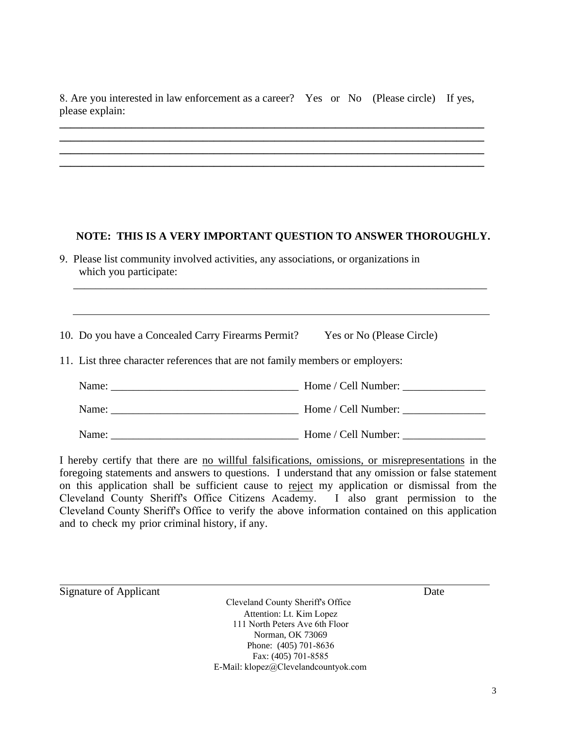8. Are you interested in law enforcement as a career? Yes or No (Please circle) If yes, please explain:

________________________________________________________________________________

________________________________________________________________________________

________________________________________________________________________________

________________________________________________________________________________

**NOTE: THIS IS A VERY IMPORTANT QUESTION TO ANSWER THOROUGHLY.**

9. Please list community involved activities, any associations, or organizations in which you participate:

________________________________________________________________________________

________________________________________________________________________________

10. Do you have a Concealed Carry Firearms Permit? Yes or No (Please Circle)

11. List three character references that are not family members or employers:

Name: __________________________________ Home / Cell Number: _______________

Name: __________________________________ Home / Cell Number: _______________

Name: __________________________________ Home / Cell Number: _______________

I hereby certify that there are <u>no willful falsifications, omissions, or misrepresentations</u> in the foregoing statements and answers to questions. I understand that any omission or false statement on this application shall be sufficient cause to <u>reject</u> my application or dismissal from the Cleveland County Sheriff's Office Citizens Academy. I also grant permission to the Cleveland County Sheriff's Office to verify the above information contained on this application and to check my prior criminal history, if any.

________________________________________________________________________________

Signature of Applicant Date

Cleveland County Sheriff's Office
Attention: Lt. Kim Lopez
111 North Peters Ave 6th Floor
Norman, OK 73069
Phone: (405) 701-8636
Fax: (405) 701-8585
E-Mail: klopez@Clevelandcountyok.com